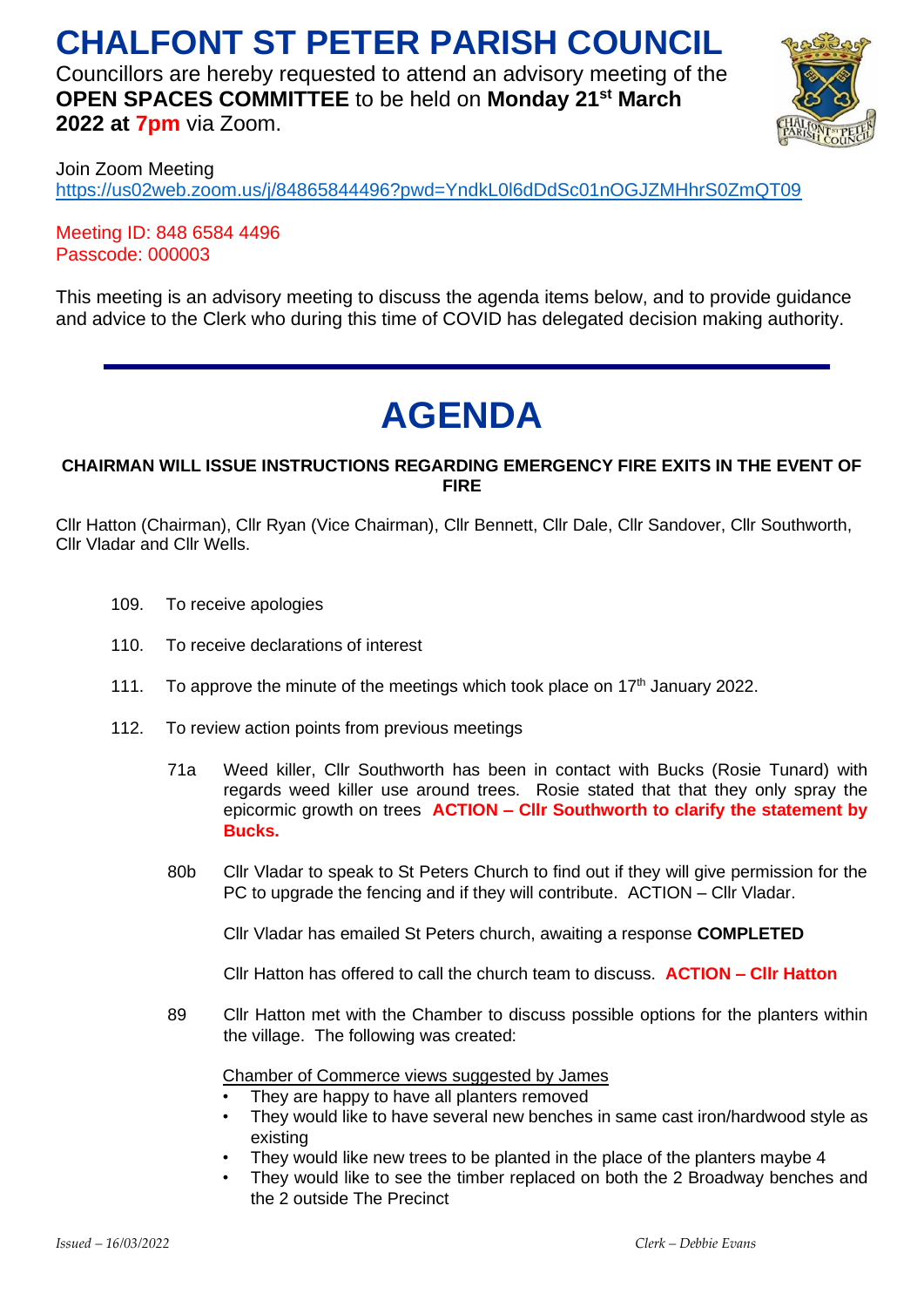# CHALFONT ST PETER PARISH COUNCIL

Councillors are hereby requested to attend an advisory meeting of the **OPEN SPACES COMMITTEE** to be held on **Monday 21st March 2022 at 7pm** via Zoom.

Join Zoom Meeting
https://us02web.zoom.us/j/84865844496?pwd=YndkL0l6dDdSc01nOGJZMHhrS0ZmQT09

Meeting ID: 848 6584 4496
Passcode: 000003

This meeting is an advisory meeting to discuss the agenda items below, and to provide guidance and advice to the Clerk who during this time of COVID has delegated decision making authority.

---

# AGENDA

**CHAIRMAN WILL ISSUE INSTRUCTIONS REGARDING EMERGENCY FIRE EXITS IN THE EVENT OF FIRE**

Cllr Hatton (Chairman), Cllr Ryan (Vice Chairman), Cllr Bennett, Cllr Dale, Cllr Sandover, Cllr Southworth, Cllr Vladar and Cllr Wells.

109. To receive apologies

110. To receive declarations of interest

111. To approve the minute of the meetings which took place on 17th January 2022.

112. To review action points from previous meetings

71a Weed killer, Cllr Southworth has been in contact with Bucks (Rosie Tunard) with regards weed killer use around trees. Rosie stated that that they only spray the epicormic growth on trees **ACTION – Cllr Southworth to clarify the statement by Bucks.**

80b Cllr Vladar to speak to St Peters Church to find out if they will give permission for the PC to upgrade the fencing and if they will contribute. ACTION – Cllr Vladar.

Cllr Vladar has emailed St Peters church, awaiting a response **COMPLETED**

Cllr Hatton has offered to call the church team to discuss. **ACTION – Cllr Hatton**

89 Cllr Hatton met with the Chamber to discuss possible options for the planters within the village. The following was created:

Chamber of Commerce views suggested by James

- They are happy to have all planters removed
- They would like to have several new benches in same cast iron/hardwood style as existing
- They would like new trees to be planted in the place of the planters maybe 4
- They would like to see the timber replaced on both the 2 Broadway benches and the 2 outside The Precinct

*Issued – 16/03/2022* *Clerk – Debbie Evans*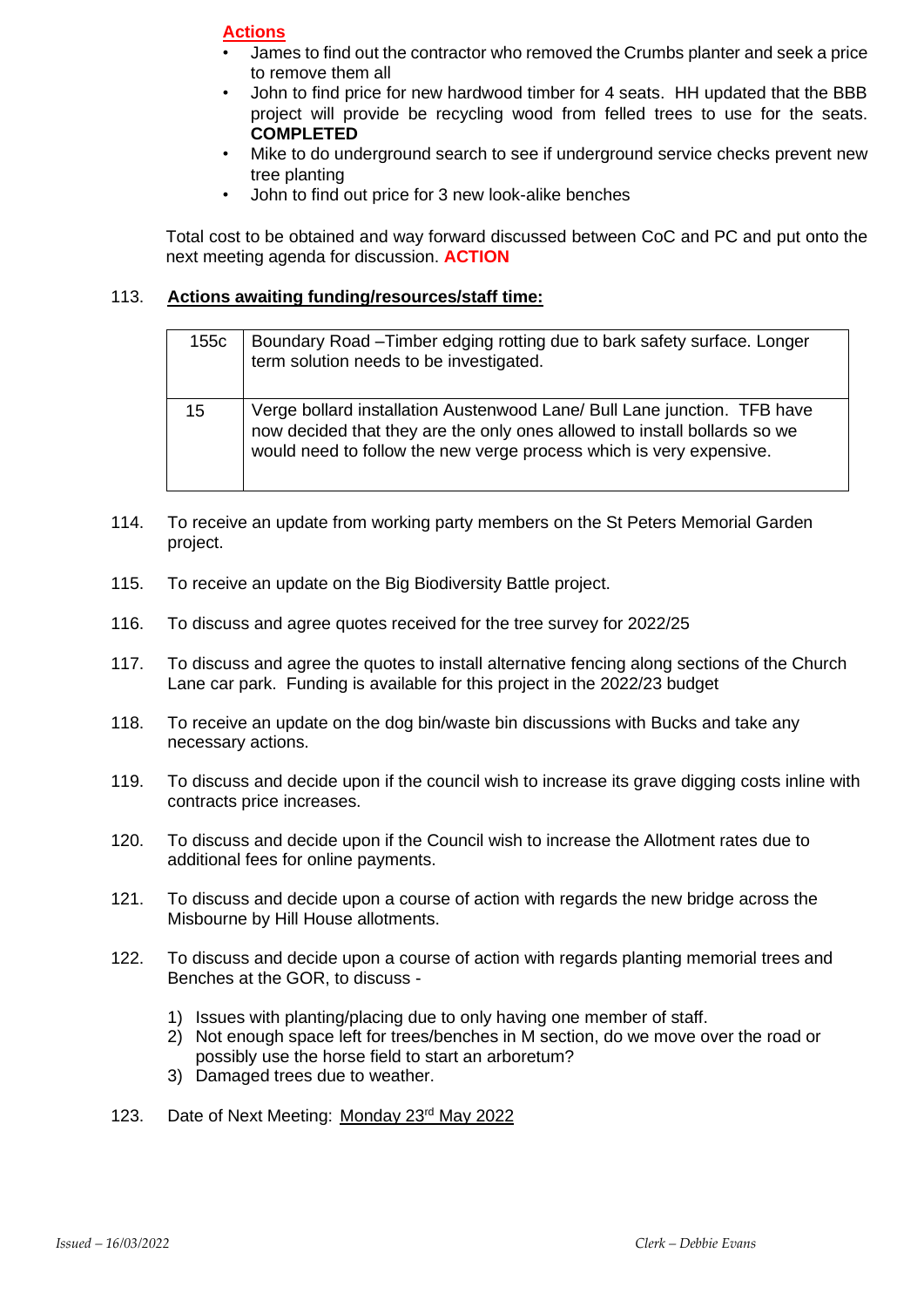**Actions**

- James to find out the contractor who removed the Crumbs planter and seek a price to remove them all
- John to find price for new hardwood timber for 4 seats. HH updated that the BBB project will provide be recycling wood from felled trees to use for the seats. **COMPLETED**
- Mike to do underground search to see if underground service checks prevent new tree planting
- John to find out price for 3 new look-alike benches

Total cost to be obtained and way forward discussed between CoC and PC and put onto the next meeting agenda for discussion. **ACTION**

113. **Actions awaiting funding/resources/staff time:**

| | |
|---|---|
| 155c | Boundary Road –Timber edging rotting due to bark safety surface. Longer term solution needs to be investigated. |
| 15 | Verge bollard installation Austenwood Lane/ Bull Lane junction. TFB have now decided that they are the only ones allowed to install bollards so we would need to follow the new verge process which is very expensive. |

114. To receive an update from working party members on the St Peters Memorial Garden project.

115. To receive an update on the Big Biodiversity Battle project.

116. To discuss and agree quotes received for the tree survey for 2022/25

117. To discuss and agree the quotes to install alternative fencing along sections of the Church Lane car park. Funding is available for this project in the 2022/23 budget

118. To receive an update on the dog bin/waste bin discussions with Bucks and take any necessary actions.

119. To discuss and decide upon if the council wish to increase its grave digging costs inline with contracts price increases.

120. To discuss and decide upon if the Council wish to increase the Allotment rates due to additional fees for online payments.

121. To discuss and decide upon a course of action with regards the new bridge across the Misbourne by Hill House allotments.

122. To discuss and decide upon a course of action with regards planting memorial trees and Benches at the GOR, to discuss -

    1) Issues with planting/placing due to only having one member of staff.
    2) Not enough space left for trees/benches in M section, do we move over the road or possibly use the horse field to start an arboretum?
    3) Damaged trees due to weather.

123. Date of Next Meeting: Monday 23rd May 2022

*Issued – 16/03/2022* *Clerk – Debbie Evans*